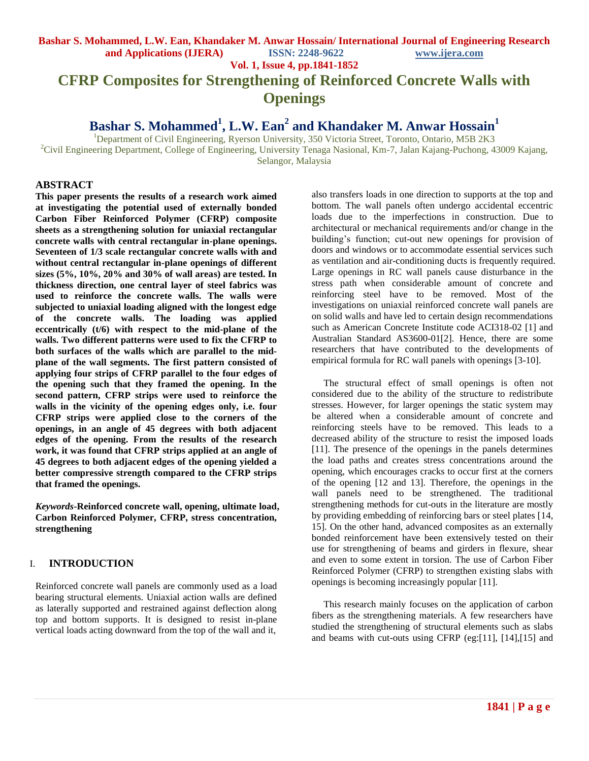# CFRP Composites for Strengthening of Reinforced Concrete Walls with Openings

**Bashar S. Mohammed[1], L.W. Ean[2] and Khandaker M. Anwar Hossain[1]**

[1]Department of Civil Engineering, Ryerson University, 350 Victoria Street, Toronto, Ontario, M5B 2K3
[2]Civil Engineering Department, College of Engineering, University Tenaga Nasional, Km-7, Jalan Kajang-Puchong, 43009 Kajang, Selangor, Malaysia

## ABSTRACT

**This paper presents the results of a research work aimed at investigating the potential used of externally bonded Carbon Fiber Reinforced Polymer (CFRP) composite sheets as a strengthening solution for uniaxial rectangular concrete walls with central rectangular in-plane openings. Seventeen of 1/3 scale rectangular concrete walls with and without central rectangular in-plane openings of different sizes (5%, 10%, 20% and 30% of wall areas) are tested. In thickness direction, one central layer of steel fabrics was used to reinforce the concrete walls. The walls were subjected to uniaxial loading aligned with the longest edge of the concrete walls. The loading was applied eccentrically (t/6) with respect to the mid-plane of the walls. Two different patterns were used to fix the CFRP to both surfaces of the walls which are parallel to the mid-plane of the wall segments. The first pattern consisted of applying four strips of CFRP parallel to the four edges of the opening such that they framed the opening. In the second pattern, CFRP strips were used to reinforce the walls in the vicinity of the opening edges only, i.e. four CFRP strips were applied close to the corners of the openings, in an angle of 45 degrees with both adjacent edges of the opening. From the results of the research work, it was found that CFRP strips applied at an angle of 45 degrees to both adjacent edges of the opening yielded a better compressive strength compared to the CFRP strips that framed the openings.**

***Keywords*-Reinforced concrete wall, opening, ultimate load, Carbon Reinforced Polymer, CFRP, stress concentration, strengthening**

## I. INTRODUCTION

Reinforced concrete wall panels are commonly used as a load bearing structural elements. Uniaxial action walls are defined as laterally supported and restrained against deflection along top and bottom supports. It is designed to resist in-plane vertical loads acting downward from the top of the wall and it, also transfers loads in one direction to supports at the top and bottom. The wall panels often undergo accidental eccentric loads due to the imperfections in construction. Due to architectural or mechanical requirements and/or change in the building's function; cut-out new openings for provision of doors and windows or to accommodate essential services such as ventilation and air-conditioning ducts is frequently required. Large openings in RC wall panels cause disturbance in the stress path when considerable amount of concrete and reinforcing steel have to be removed. Most of the investigations on uniaxial reinforced concrete wall panels are on solid walls and have led to certain design recommendations such as American Concrete Institute code ACI318-02 [1] and Australian Standard AS3600-01[2]. Hence, there are some researchers that have contributed to the developments of empirical formula for RC wall panels with openings [3-10].

The structural effect of small openings is often not considered due to the ability of the structure to redistribute stresses. However, for larger openings the static system may be altered when a considerable amount of concrete and reinforcing steels have to be removed. This leads to a decreased ability of the structure to resist the imposed loads [11]. The presence of the openings in the panels determines the load paths and creates stress concentrations around the opening, which encourages cracks to occur first at the corners of the opening [12 and 13]. Therefore, the openings in the wall panels need to be strengthened. The traditional strengthening methods for cut-outs in the literature are mostly by providing embedding of reinforcing bars or steel plates [14, 15]. On the other hand, advanced composites as an externally bonded reinforcement have been extensively tested on their use for strengthening of beams and girders in flexure, shear and even to some extent in torsion. The use of Carbon Fiber Reinforced Polymer (CFRP) to strengthen existing slabs with openings is becoming increasingly popular [11].

This research mainly focuses on the application of carbon fibers as the strengthening materials. A few researchers have studied the strengthening of structural elements such as slabs and beams with cut-outs using CFRP (eg:[11], [14],[15] and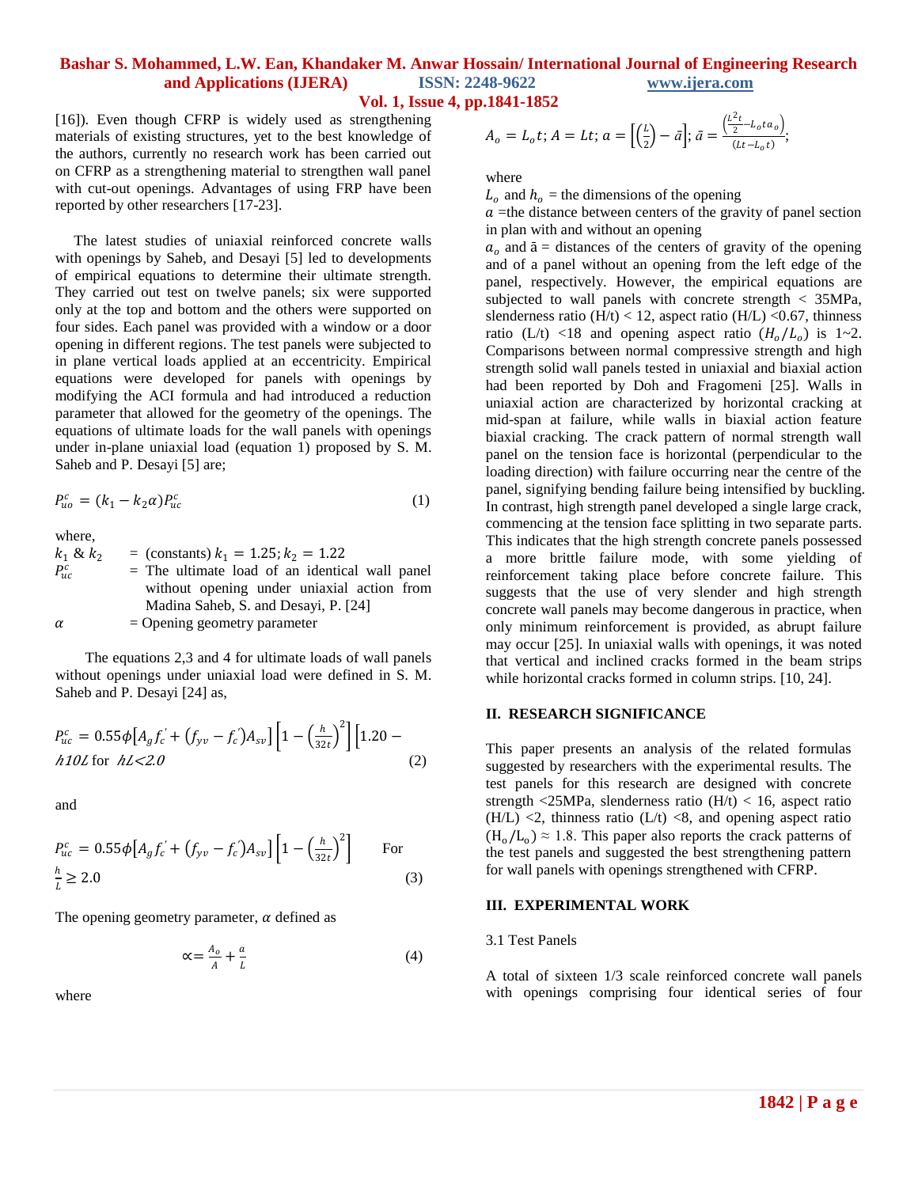[16]). Even though CFRP is widely used as strengthening materials of existing structures, yet to the best knowledge of the authors, currently no research work has been carried out on CFRP as a strengthening material to strengthen wall panel with cut-out openings. Advantages of using FRP have been reported by other researchers [17-23].

The latest studies of uniaxial reinforced concrete walls with openings by Saheb, and Desayi [5] led to developments of empirical equations to determine their ultimate strength. They carried out test on twelve panels; six were supported only at the top and bottom and the others were supported on four sides. Each panel was provided with a window or a door opening in different regions. The test panels were subjected to in plane vertical loads applied at an eccentricity. Empirical equations were developed for panels with openings by modifying the ACI formula and had introduced a reduction parameter that allowed for the geometry of the openings. The equations of ultimate loads for the wall panels with openings under in-plane uniaxial load (equation 1) proposed by S. M. Saheb and P. Desayi [5] are;

$$P_{uo}^{c} = (k_1 - k_2\alpha)P_{uc}^{c} \tag{1}$$

where,

$k_1$ & $k_2$ = (constants) $k_1 = 1.25; k_2 = 1.22$

$P_{uc}^{c}$ = The ultimate load of an identical wall panel without opening under uniaxial action from Madina Saheb, S. and Desayi, P. [24]

$\alpha$ = Opening geometry parameter

The equations 2,3 and 4 for ultimate loads of wall panels without openings under uniaxial load were defined in S. M. Saheb and P. Desayi [24] as,

$$P_{uc}^{c} = 0.55\phi\left[A_g f_c' + (f_{yv} - f_c')A_{sv}\right]\left[1 - \left(\frac{h}{32t}\right)^2\right]\left[1.20 - \frac{h}{10L}\right] \text{ for } \frac{h}{L} < 2.0 \tag{2}$$

and

$$P_{uc}^{c} = 0.55\phi\left[A_g f_c' + (f_{yv} - f_c')A_{sv}\right]\left[1 - \left(\frac{h}{32t}\right)^2\right] \quad \text{For } \frac{h}{L} \geq 2.0 \tag{3}$$

The opening geometry parameter, $\alpha$ defined as

$$\alpha = \frac{A_o}{A} + \frac{a}{L} \tag{4}$$

where

$$A_o = L_o t;\ A = Lt;\ a = \left[\left(\frac{L}{2}\right) - \bar{a}\right];\ \bar{a} = \frac{\left(\frac{L^2 t}{2} - L_o t a_o\right)}{(Lt - L_o t)};$$

where

$L_o$ and $h_o$ = the dimensions of the opening

$a$ = the distance between centers of the gravity of panel section in plan with and without an opening

$a_o$ and $\bar{a}$ = distances of the centers of gravity of the opening and of a panel without an opening from the left edge of the panel, respectively. However, the empirical equations are subjected to wall panels with concrete strength < 35MPa, slenderness ratio (H/t) < 12, aspect ratio (H/L) <0.67, thinness ratio (L/t) <18 and opening aspect ratio $(H_o/L_o)$ is 1~2. Comparisons between normal compressive strength and high strength solid wall panels tested in uniaxial and biaxial action had been reported by Doh and Fragomeni [25]. Walls in uniaxial action are characterized by horizontal cracking at mid-span at failure, while walls in biaxial action feature biaxial cracking. The crack pattern of normal strength wall panel on the tension face is horizontal (perpendicular to the loading direction) with failure occurring near the centre of the panel, signifying bending failure being intensified by buckling. In contrast, high strength panel developed a single large crack, commencing at the tension face splitting in two separate parts. This indicates that the high strength concrete panels possessed a more brittle failure mode, with some yielding of reinforcement taking place before concrete failure. This suggests that the use of very slender and high strength concrete wall panels may become dangerous in practice, when only minimum reinforcement is provided, as abrupt failure may occur [25]. In uniaxial walls with openings, it was noted that vertical and inclined cracks formed in the beam strips while horizontal cracks formed in column strips. [10, 24].

## II. RESEARCH SIGNIFICANCE

This paper presents an analysis of the related formulas suggested by researchers with the experimental results. The test panels for this research are designed with concrete strength <25MPa, slenderness ratio (H/t) < 16, aspect ratio (H/L) <2, thinness ratio (L/t) <8, and opening aspect ratio $(H_o/L_o) \approx 1.8$. This paper also reports the crack patterns of the test panels and suggested the best strengthening pattern for wall panels with openings strengthened with CFRP.

## III. EXPERIMENTAL WORK

### 3.1 Test Panels

A total of sixteen 1/3 scale reinforced concrete wall panels with openings comprising four identical series of four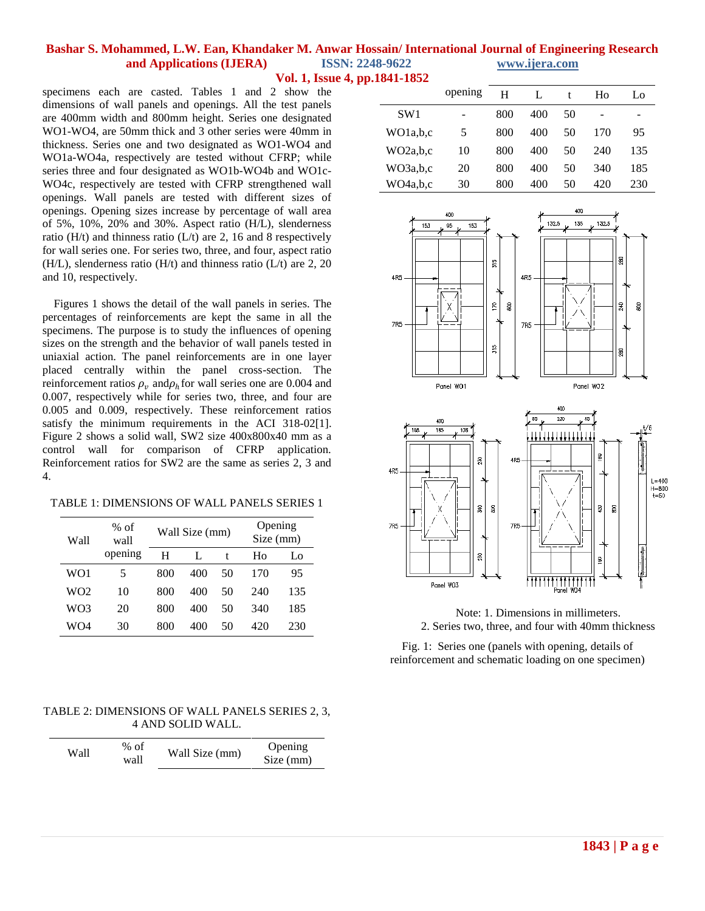specimens each are casted. Tables 1 and 2 show the dimensions of wall panels and openings. All the test panels are 400mm width and 800mm height. Series one designated WO1-WO4, are 50mm thick and 3 other series were 40mm in thickness. Series one and two designated as WO1-WO4 and WO1a-WO4a, respectively are tested without CFRP; while series three and four designated as WO1b-WO4b and WO1c-WO4c, respectively are tested with CFRP strengthened wall openings. Wall panels are tested with different sizes of openings. Opening sizes increase by percentage of wall area of 5%, 10%, 20% and 30%. Aspect ratio (H/L), slenderness ratio (H/t) and thinness ratio (L/t) are 2, 16 and 8 respectively for wall series one. For series two, three, and four, aspect ratio (H/L), slenderness ratio (H/t) and thinness ratio (L/t) are 2, 20 and 10, respectively.

Figures 1 shows the detail of the wall panels in series. The percentages of reinforcements are kept the same in all the specimens. The purpose is to study the influences of opening sizes on the strength and the behavior of wall panels tested in uniaxial action. The panel reinforcements are in one layer placed centrally within the panel cross-section. The reinforcement ratios $\rho_v$ and $\rho_h$ for wall series one are 0.004 and 0.007, respectively while for series two, three, and four are 0.005 and 0.009, respectively. These reinforcement ratios satisfy the minimum requirements in the ACI 318-02[1]. Figure 2 shows a solid wall, SW2 size 400x800x40 mm as a control wall for comparison of CFRP application. Reinforcement ratios for SW2 are the same as series 2, 3 and 4.

TABLE 1: DIMENSIONS OF WALL PANELS SERIES 1

| Wall | % of wall opening | Wall Size (mm) | | | Opening Size (mm) | |
|---|---|---|---|---|---|---|
| | | H | L | t | Ho | Lo |
| WO1 | 5 | 800 | 400 | 50 | 170 | 95 |
| WO2 | 10 | 800 | 400 | 50 | 240 | 135 |
| WO3 | 20 | 800 | 400 | 50 | 340 | 185 |
| WO4 | 30 | 800 | 400 | 50 | 420 | 230 |

TABLE 2: DIMENSIONS OF WALL PANELS SERIES 2, 3, 4 AND SOLID WALL.

| Wall | % of wall opening | Wall Size (mm) | | | Opening Size (mm) | |
|---|---|---|---|---|---|---|
| | | H | L | t | Ho | Lo |
| SW1 | - | 800 | 400 | 50 | - | - |
| WO1a,b,c | 5 | 800 | 400 | 50 | 170 | 95 |
| WO2a,b,c | 10 | 800 | 400 | 50 | 240 | 135 |
| WO3a,b,c | 20 | 800 | 400 | 50 | 340 | 185 |
| WO4a,b,c | 30 | 800 | 400 | 50 | 420 | 230 |

Note: 1. Dimensions in millimeters.
2. Series two, three, and four with 40mm thickness

Fig. 1: Series one (panels with opening, details of reinforcement and schematic loading on one specimen)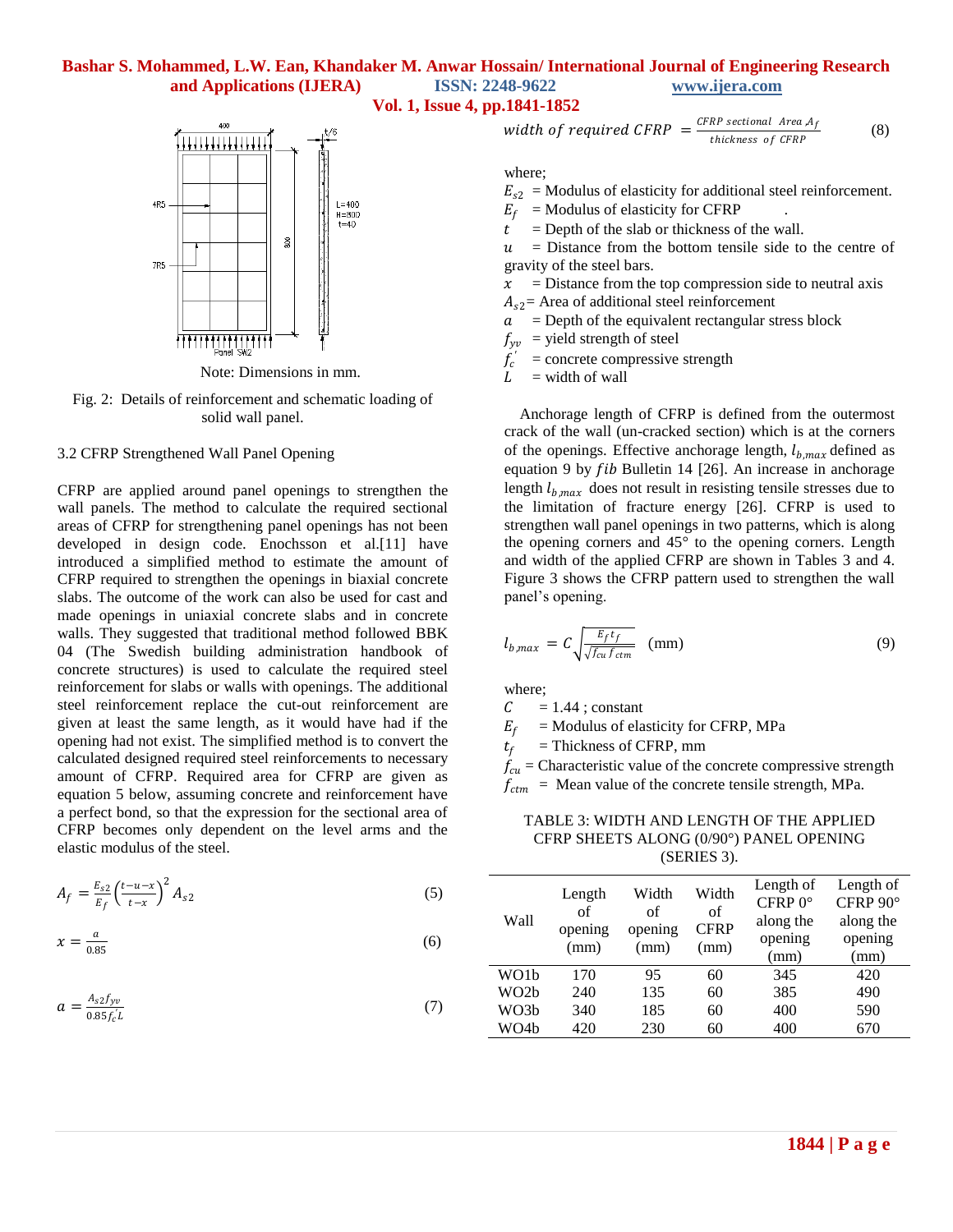400

t/S

4R5

7R5

L=400
H=800
t=40

800

Panel SW2

Note: Dimensions in mm.

Fig. 2: Details of reinforcement and schematic loading of solid wall panel.

3.2 CFRP Strengthened Wall Panel Opening

CFRP are applied around panel openings to strengthen the wall panels. The method to calculate the required sectional areas of CFRP for strengthening panel openings has not been developed in design code. Enochsson et al.[11] have introduced a simplified method to estimate the amount of CFRP required to strengthen the openings in biaxial concrete slabs. The outcome of the work can also be used for cast and made openings in uniaxial concrete slabs and in concrete walls. They suggested that traditional method followed BBK 04 (The Swedish building administration handbook of concrete structures) is used to calculate the required steel reinforcement for slabs or walls with openings. The additional steel reinforcement replace the cut-out reinforcement are given at least the same length, as it would have had if the opening had not exist. The simplified method is to convert the calculated designed required steel reinforcements to necessary amount of CFRP. Required area for CFRP are given as equation 5 below, assuming concrete and reinforcement have a perfect bond, so that the expression for the sectional area of CFRP becomes only dependent on the level arms and the elastic modulus of the steel.

$$A_f = \frac{E_{s2}}{E_f}\left(\frac{t-u-x}{t-x}\right)^2 A_{s2} \tag{5}$$

$$x = \frac{a}{0.85} \tag{6}$$

$$a = \frac{A_{s2} f_{yv}}{0.85 f_c' L} \tag{7}$$

$$width\ of\ required\ CFRP\ = \frac{CFRP\ sectional\ \ Area\ A_f}{thickness\ \ of\ CFRP} \tag{8}$$

where;
$E_{s2}$ = Modulus of elasticity for additional steel reinforcement.
$E_f$ = Modulus of elasticity for CFRP .
$t$ = Depth of the slab or thickness of the wall.
$u$ = Distance from the bottom tensile side to the centre of gravity of the steel bars.
$x$ = Distance from the top compression side to neutral axis
$A_{s2}$ = Area of additional steel reinforcement
$a$ = Depth of the equivalent rectangular stress block
$f_{yv}$ = yield strength of steel
$f_c'$ = concrete compressive strength
$L$ = width of wall

Anchorage length of CFRP is defined from the outermost crack of the wall (un-cracked section) which is at the corners of the openings. Effective anchorage length, $l_{b,max}$ defined as equation 9 by *fib* Bulletin 14 [26]. An increase in anchorage length $l_{b,max}$ does not result in resisting tensile stresses due to the limitation of fracture energy [26]. CFRP is used to strengthen wall panel openings in two patterns, which is along the opening corners and 45° to the opening corners. Length and width of the applied CFRP are shown in Tables 3 and 4. Figure 3 shows the CFRP pattern used to strengthen the wall panel's opening.

$$l_{b,max} = C\sqrt{\frac{E_f t_f}{\sqrt{f_{cu} f_{ctm}}}}\ \ \text{(mm)} \tag{9}$$

where;
$C$ = 1.44 ; constant
$E_f$ = Modulus of elasticity for CFRP, MPa
$t_f$ = Thickness of CFRP, mm
$f_{cu}$ = Characteristic value of the concrete compressive strength
$f_{ctm}$ = Mean value of the concrete tensile strength, MPa.

TABLE 3: WIDTH AND LENGTH OF THE APPLIED CFRP SHEETS ALONG (0/90°) PANEL OPENING (SERIES 3).

| Wall | Length of opening (mm) | Width of opening (mm) | Width of CFRP (mm) | Length of CFRP 0° along the opening (mm) | Length of CFRP 90° along the opening (mm) |
|---|---|---|---|---|---|
| WO1b | 170 | 95 | 60 | 345 | 420 |
| WO2b | 240 | 135 | 60 | 385 | 490 |
| WO3b | 340 | 185 | 60 | 400 | 590 |
| WO4b | 420 | 230 | 60 | 400 | 670 |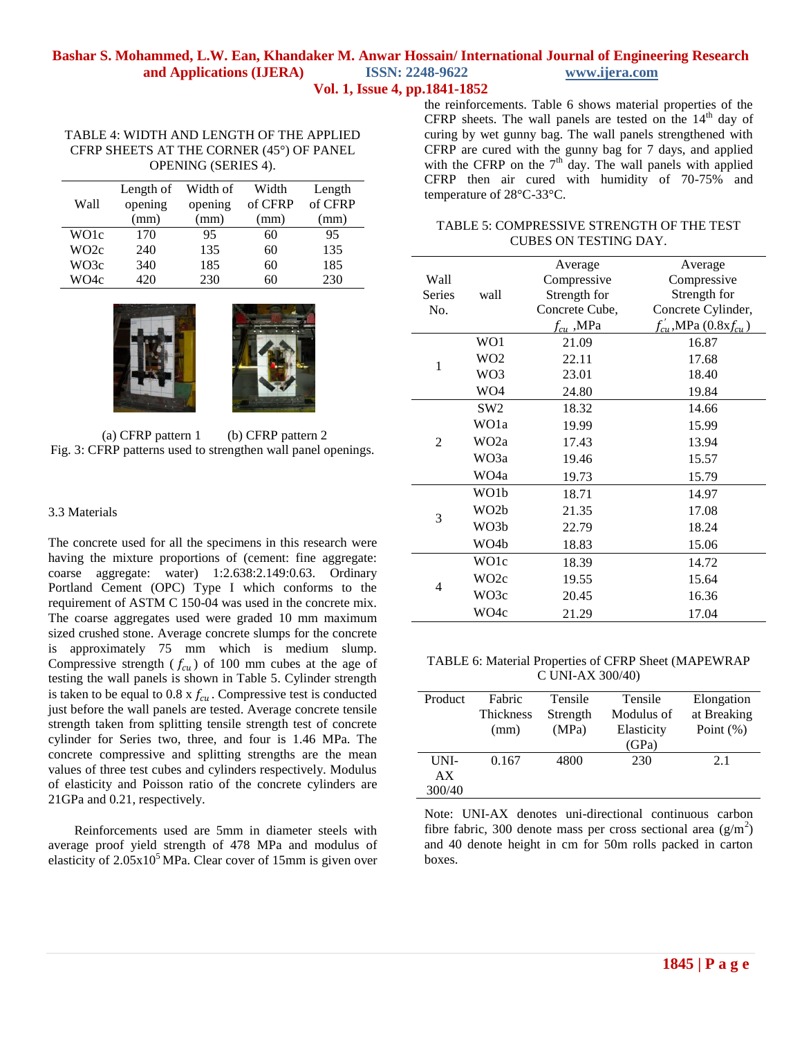TABLE 4: WIDTH AND LENGTH OF THE APPLIED CFRP SHEETS AT THE CORNER (45°) OF PANEL OPENING (SERIES 4).

| Wall | Length of opening (mm) | Width of opening (mm) | Width of CFRP (mm) | Length of CFRP (mm) |
|---|---|---|---|---|
| WO1c | 170 | 95 | 60 | 95 |
| WO2c | 240 | 135 | 60 | 135 |
| WO3c | 340 | 185 | 60 | 185 |
| WO4c | 420 | 230 | 60 | 230 |

(a) CFRP pattern 1 (b) CFRP pattern 2

Fig. 3: CFRP patterns used to strengthen wall panel openings.

3.3 Materials

The concrete used for all the specimens in this research were having the mixture proportions of (cement: fine aggregate: coarse aggregate: water) 1:2.638:2.149:0.63. Ordinary Portland Cement (OPC) Type I which conforms to the requirement of ASTM C 150-04 was used in the concrete mix. The coarse aggregates used were graded 10 mm maximum sized crushed stone. Average concrete slumps for the concrete is approximately 75 mm which is medium slump. Compressive strength ($f_{cu}$) of 100 mm cubes at the age of testing the wall panels is shown in Table 5. Cylinder strength is taken to be equal to 0.8 x $f_{cu}$. Compressive test is conducted just before the wall panels are tested. Average concrete tensile strength taken from splitting tensile strength test of concrete cylinder for Series two, three, and four is 1.46 MPa. The concrete compressive and splitting strengths are the mean values of three test cubes and cylinders respectively. Modulus of elasticity and Poisson ratio of the concrete cylinders are 21GPa and 0.21, respectively.

Reinforcements used are 5mm in diameter steels with average proof yield strength of 478 MPa and modulus of elasticity of $2.05 \times 10^5$ MPa. Clear cover of 15mm is given over the reinforcements. Table 6 shows material properties of the CFRP sheets. The wall panels are tested on the 14th day of curing by wet gunny bag. The wall panels strengthened with CFRP are cured with the gunny bag for 7 days, and applied with the CFRP on the 7th day. The wall panels with applied CFRP then air cured with humidity of 70-75% and temperature of 28°C-33°C.

TABLE 5: COMPRESSIVE STRENGTH OF THE TEST CUBES ON TESTING DAY.

| Wall Series No. | wall | Average Compressive Strength for Concrete Cube, $f_{cu}$, MPa | Average Compressive Strength for Concrete Cylinder, $f_{cu}^{'}$, MPa ($0.8 x f_{cu}$) |
|---|---|---|---|
| 1 | WO1 | 21.09 | 16.87 |
| | WO2 | 22.11 | 17.68 |
| | WO3 | 23.01 | 18.40 |
| | WO4 | 24.80 | 19.84 |
| 2 | SW2 | 18.32 | 14.66 |
| | WO1a | 19.99 | 15.99 |
| | WO2a | 17.43 | 13.94 |
| | WO3a | 19.46 | 15.57 |
| | WO4a | 19.73 | 15.79 |
| 3 | WO1b | 18.71 | 14.97 |
| | WO2b | 21.35 | 17.08 |
| | WO3b | 22.79 | 18.24 |
| | WO4b | 18.83 | 15.06 |
| 4 | WO1c | 18.39 | 14.72 |
| | WO2c | 19.55 | 15.64 |
| | WO3c | 20.45 | 16.36 |
| | WO4c | 21.29 | 17.04 |

TABLE 6: Material Properties of CFRP Sheet (MAPEWRAP C UNI-AX 300/40)

| Product | Fabric Thickness (mm) | Tensile Strength (MPa) | Tensile Modulus of Elasticity (GPa) | Elongation at Breaking Point (%) |
|---|---|---|---|---|
| UNI-AX 300/40 | 0.167 | 4800 | 230 | 2.1 |

Note: UNI-AX denotes uni-directional continuous carbon fibre fabric, 300 denote mass per cross sectional area (g/m$^2$) and 40 denote height in cm for 50m rolls packed in carton boxes.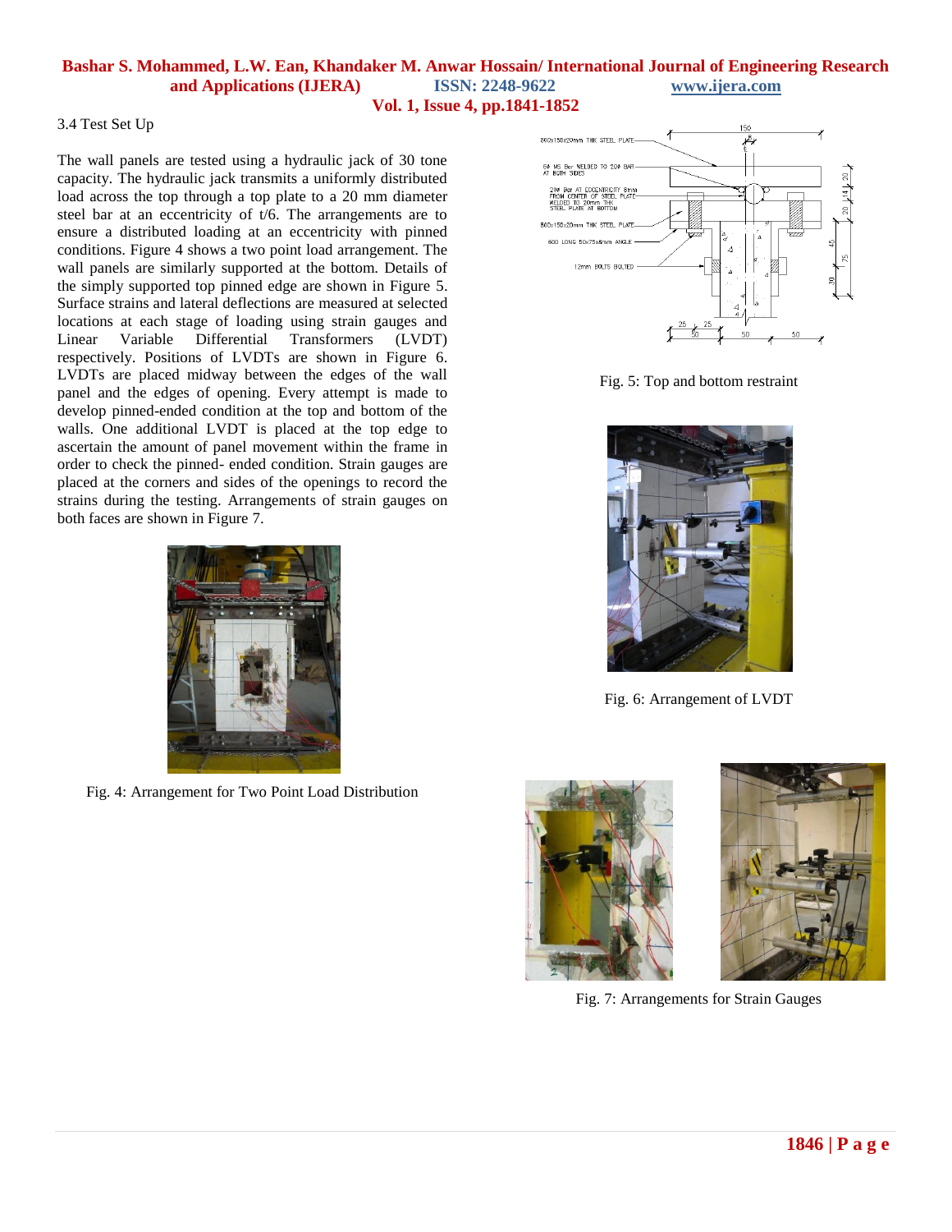3.4 Test Set Up

The wall panels are tested using a hydraulic jack of 30 tone capacity. The hydraulic jack transmits a uniformly distributed load across the top through a top plate to a 20 mm diameter steel bar at an eccentricity of t/6. The arrangements are to ensure a distributed loading at an eccentricity with pinned conditions. Figure 4 shows a two point load arrangement. The wall panels are similarly supported at the bottom. Details of the simply supported top pinned edge are shown in Figure 5. Surface strains and lateral deflections are measured at selected locations at each stage of loading using strain gauges and Linear Variable Differential Transformers (LVDT) respectively. Positions of LVDTs are shown in Figure 6. LVDTs are placed midway between the edges of the wall panel and the edges of opening. Every attempt is made to develop pinned-ended condition at the top and bottom of the walls. One additional LVDT is placed at the top edge to ascertain the amount of panel movement within the frame in order to check the pinned- ended condition. Strain gauges are placed at the corners and sides of the openings to record the strains during the testing. Arrangements of strain gauges on both faces are shown in Figure 7.

Fig. 4: Arrangement for Two Point Load Distribution

800x150x20mm THK STEEL PLATE
6Ø MS Bar WELDED TO 20Ø BAR AT BOTH SIDES
20Ø Bar AT ECCENTRICITY 8mm FROM CENTER OF STEEL PLATE WELDED TO 20mm THK STEEL PLATE AT BOTTOM
800x150x20mm THK STEEL PLATE
600 LONG 50x75x8mm ANGLE
12mm BOLTS BOLTED
150
8
20
14
20
45
75
30
25
25
50
50
50

Fig. 5: Top and bottom restraint

Fig. 6: Arrangement of LVDT

Fig. 7: Arrangements for Strain Gauges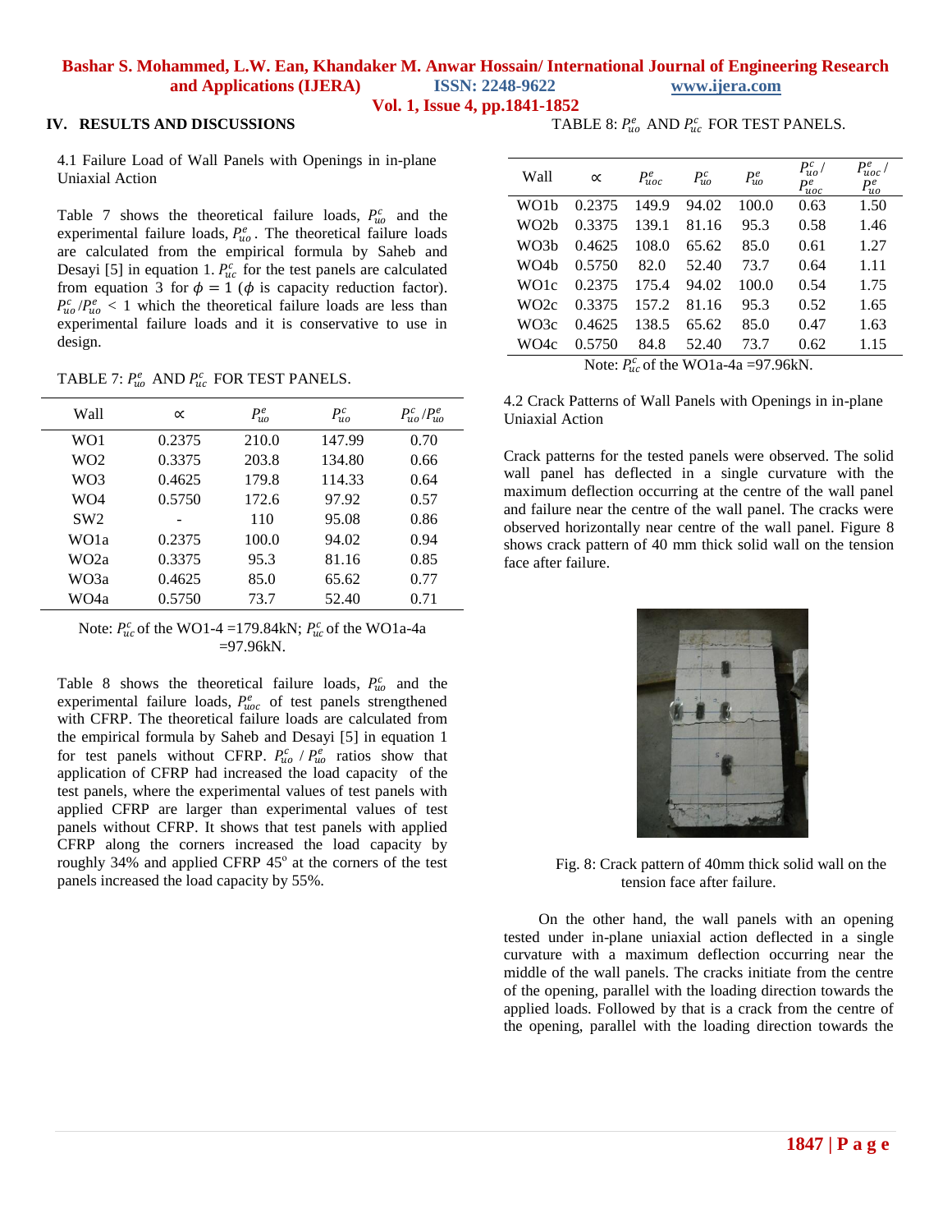## IV. RESULTS AND DISCUSSIONS

4.1 Failure Load of Wall Panels with Openings in in-plane Uniaxial Action

Table 7 shows the theoretical failure loads, $P_{uo}^{c}$ and the experimental failure loads, $P_{uo}^{e}$. The theoretical failure loads are calculated from the empirical formula by Saheb and Desayi [5] in equation 1. $P_{uc}^{c}$ for the test panels are calculated from equation 3 for $\phi = 1$ ($\phi$ is capacity reduction factor). $P_{uo}^{c}/P_{uo}^{e} < 1$ which the theoretical failure loads are less than experimental failure loads and it is conservative to use in design.

TABLE 7: $P_{uo}^{e}$ AND $P_{uc}^{c}$ FOR TEST PANELS.

| Wall | $\propto$ | $P_{uo}^{e}$ | $P_{uo}^{c}$ | $P_{uo}^{c}/P_{uo}^{e}$ |
|---|---|---|---|---|
| WO1 | 0.2375 | 210.0 | 147.99 | 0.70 |
| WO2 | 0.3375 | 203.8 | 134.80 | 0.66 |
| WO3 | 0.4625 | 179.8 | 114.33 | 0.64 |
| WO4 | 0.5750 | 172.6 | 97.92 | 0.57 |
| SW2 | - | 110 | 95.08 | 0.86 |
| WO1a | 0.2375 | 100.0 | 94.02 | 0.94 |
| WO2a | 0.3375 | 95.3 | 81.16 | 0.85 |
| WO3a | 0.4625 | 85.0 | 65.62 | 0.77 |
| WO4a | 0.5750 | 73.7 | 52.40 | 0.71 |

Note: $P_{uc}^{c}$ of the WO1-4 =179.84kN; $P_{uc}^{c}$ of the WO1a-4a =97.96kN.

Table 8 shows the theoretical failure loads, $P_{uo}^{c}$ and the experimental failure loads, $P_{uoc}^{e}$ of test panels strengthened with CFRP. The theoretical failure loads are calculated from the empirical formula by Saheb and Desayi [5] in equation 1 for test panels without CFRP. $P_{uo}^{c}$ / $P_{uo}^{e}$ ratios show that application of CFRP had increased the load capacity of the test panels, where the experimental values of test panels with applied CFRP are larger than experimental values of test panels without CFRP. It shows that test panels with applied CFRP along the corners increased the load capacity by roughly 34% and applied CFRP 45° at the corners of the test panels increased the load capacity by 55%.

TABLE 8: $P_{uo}^{e}$ AND $P_{uc}^{c}$ FOR TEST PANELS.

| Wall | $\propto$ | $P_{uoc}^{e}$ | $P_{uo}^{c}$ | $P_{uo}^{e}$ | $P_{uo}^{c}/P_{uoc}^{e}$ | $P_{uoc}^{e}/P_{uo}^{e}$ |
|---|---|---|---|---|---|---|
| WO1b | 0.2375 | 149.9 | 94.02 | 100.0 | 0.63 | 1.50 |
| WO2b | 0.3375 | 139.1 | 81.16 | 95.3 | 0.58 | 1.46 |
| WO3b | 0.4625 | 108.0 | 65.62 | 85.0 | 0.61 | 1.27 |
| WO4b | 0.5750 | 82.0 | 52.40 | 73.7 | 0.64 | 1.11 |
| WO1c | 0.2375 | 175.4 | 94.02 | 100.0 | 0.54 | 1.75 |
| WO2c | 0.3375 | 157.2 | 81.16 | 95.3 | 0.52 | 1.65 |
| WO3c | 0.4625 | 138.5 | 65.62 | 85.0 | 0.47 | 1.63 |
| WO4c | 0.5750 | 84.8 | 52.40 | 73.7 | 0.62 | 1.15 |

Note: $P_{uc}^{c}$ of the WO1a-4a =97.96kN.

4.2 Crack Patterns of Wall Panels with Openings in in-plane Uniaxial Action

Crack patterns for the tested panels were observed. The solid wall panel has deflected in a single curvature with the maximum deflection occurring at the centre of the wall panel and failure near the centre of the wall panel. The cracks were observed horizontally near centre of the wall panel. Figure 8 shows crack pattern of 40 mm thick solid wall on the tension face after failure.

Fig. 8: Crack pattern of 40mm thick solid wall on the tension face after failure.

On the other hand, the wall panels with an opening tested under in-plane uniaxial action deflected in a single curvature with a maximum deflection occurring near the middle of the wall panels. The cracks initiate from the centre of the opening, parallel with the loading direction towards the applied loads. Followed by that is a crack from the centre of the opening, parallel with the loading direction towards the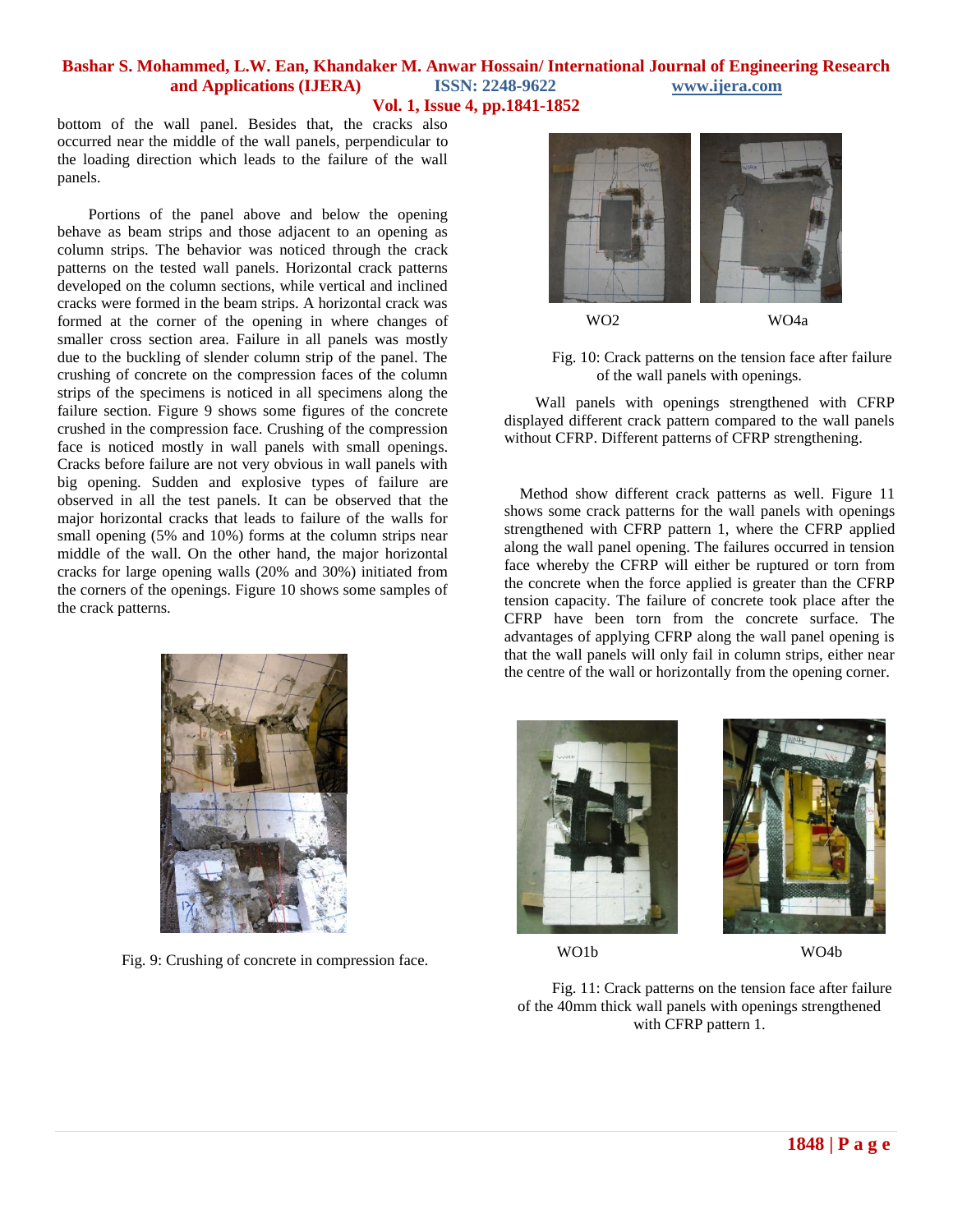bottom of the wall panel. Besides that, the cracks also occurred near the middle of the wall panels, perpendicular to the loading direction which leads to the failure of the wall panels.

Portions of the panel above and below the opening behave as beam strips and those adjacent to an opening as column strips. The behavior was noticed through the crack patterns on the tested wall panels. Horizontal crack patterns developed on the column sections, while vertical and inclined cracks were formed in the beam strips. A horizontal crack was formed at the corner of the opening in where changes of smaller cross section area. Failure in all panels was mostly due to the buckling of slender column strip of the panel. The crushing of concrete on the compression faces of the column strips of the specimens is noticed in all specimens along the failure section. Figure 9 shows some figures of the concrete crushed in the compression face. Crushing of the compression face is noticed mostly in wall panels with small openings. Cracks before failure are not very obvious in wall panels with big opening. Sudden and explosive types of failure are observed in all the test panels. It can be observed that the major horizontal cracks that leads to failure of the walls for small opening (5% and 10%) forms at the column strips near middle of the wall. On the other hand, the major horizontal cracks for large opening walls (20% and 30%) initiated from the corners of the openings. Figure 10 shows some samples of the crack patterns.

Fig. 9: Crushing of concrete in compression face.

WO2 WO4a

Fig. 10: Crack patterns on the tension face after failure of the wall panels with openings.

Wall panels with openings strengthened with CFRP displayed different crack pattern compared to the wall panels without CFRP. Different patterns of CFRP strengthening.

Method show different crack patterns as well. Figure 11 shows some crack patterns for the wall panels with openings strengthened with CFRP pattern 1, where the CFRP applied along the wall panel opening. The failures occurred in tension face whereby the CFRP will either be ruptured or torn from the concrete when the force applied is greater than the CFRP tension capacity. The failure of concrete took place after the CFRP have been torn from the concrete surface. The advantages of applying CFRP along the wall panel opening is that the wall panels will only fail in column strips, either near the centre of the wall or horizontally from the opening corner.

WO1b WO4b

Fig. 11: Crack patterns on the tension face after failure of the 40mm thick wall panels with openings strengthened with CFRP pattern 1.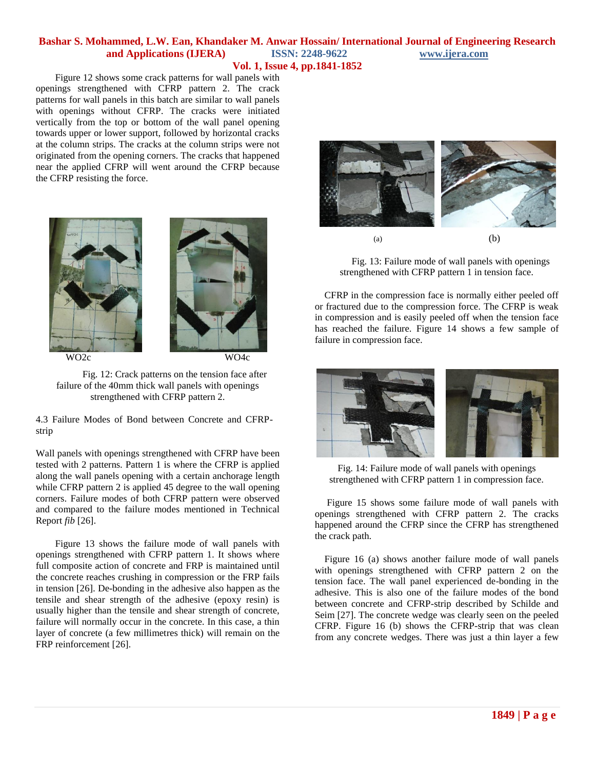Figure 12 shows some crack patterns for wall panels with openings strengthened with CFRP pattern 2. The crack patterns for wall panels in this batch are similar to wall panels with openings without CFRP. The cracks were initiated vertically from the top or bottom of the wall panel opening towards upper or lower support, followed by horizontal cracks at the column strips. The cracks at the column strips were not originated from the opening corners. The cracks that happened near the applied CFRP will went around the CFRP because the CFRP resisting the force.

WO2c WO4c

Fig. 12: Crack patterns on the tension face after failure of the 40mm thick wall panels with openings strengthened with CFRP pattern 2.

4.3 Failure Modes of Bond between Concrete and CFRP-strip

Wall panels with openings strengthened with CFRP have been tested with 2 patterns. Pattern 1 is where the CFRP is applied along the wall panels opening with a certain anchorage length while CFRP pattern 2 is applied 45 degree to the wall opening corners. Failure modes of both CFRP pattern were observed and compared to the failure modes mentioned in Technical Report *fib* [26].

Figure 13 shows the failure mode of wall panels with openings strengthened with CFRP pattern 1. It shows where full composite action of concrete and FRP is maintained until the concrete reaches crushing in compression or the FRP fails in tension [26]. De-bonding in the adhesive also happen as the tensile and shear strength of the adhesive (epoxy resin) is usually higher than the tensile and shear strength of concrete, failure will normally occur in the concrete. In this case, a thin layer of concrete (a few millimetres thick) will remain on the FRP reinforcement [26].

(a) (b)

Fig. 13: Failure mode of wall panels with openings strengthened with CFRP pattern 1 in tension face.

CFRP in the compression face is normally either peeled off or fractured due to the compression force. The CFRP is weak in compression and is easily peeled off when the tension face has reached the failure. Figure 14 shows a few sample of failure in compression face.

Fig. 14: Failure mode of wall panels with openings strengthened with CFRP pattern 1 in compression face.

Figure 15 shows some failure mode of wall panels with openings strengthened with CFRP pattern 2. The cracks happened around the CFRP since the CFRP has strengthened the crack path.

Figure 16 (a) shows another failure mode of wall panels with openings strengthened with CFRP pattern 2 on the tension face. The wall panel experienced de-bonding in the adhesive. This is also one of the failure modes of the bond between concrete and CFRP-strip described by Schilde and Seim [27]. The concrete wedge was clearly seen on the peeled CFRP. Figure 16 (b) shows the CFRP-strip that was clean from any concrete wedges. There was just a thin layer a few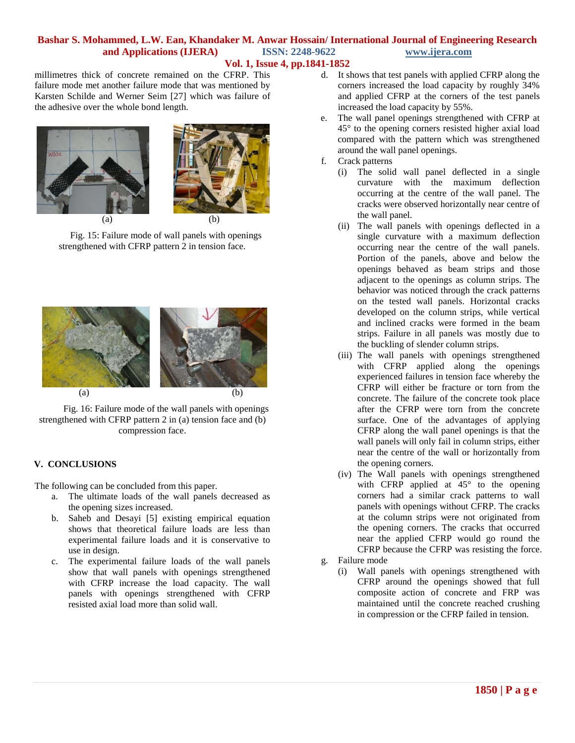millimetres thick of concrete remained on the CFRP. This failure mode met another failure mode that was mentioned by Karsten Schilde and Werner Seim [27] which was failure of the adhesive over the whole bond length.

(a) (b)

Fig. 15: Failure mode of wall panels with openings strengthened with CFRP pattern 2 in tension face.

(a) (b)

Fig. 16: Failure mode of the wall panels with openings strengthened with CFRP pattern 2 in (a) tension face and (b) compression face.

## V. CONCLUSIONS

The following can be concluded from this paper.

a. The ultimate loads of the wall panels decreased as the opening sizes increased.
b. Saheb and Desayi [5] existing empirical equation shows that theoretical failure loads are less than experimental failure loads and it is conservative to use in design.
c. The experimental failure loads of the wall panels show that wall panels with openings strengthened with CFRP increase the load capacity. The wall panels with openings strengthened with CFRP resisted axial load more than solid wall.
d. It shows that test panels with applied CFRP along the corners increased the load capacity by roughly 34% and applied CFRP at the corners of the test panels increased the load capacity by 55%.
e. The wall panel openings strengthened with CFRP at 45° to the opening corners resisted higher axial load compared with the pattern which was strengthened around the wall panel openings.
f. Crack patterns
   (i) The solid wall panel deflected in a single curvature with the maximum deflection occurring at the centre of the wall panel. The cracks were observed horizontally near centre of the wall panel.
   (ii) The wall panels with openings deflected in a single curvature with a maximum deflection occurring near the centre of the wall panels. Portion of the panels, above and below the openings behaved as beam strips and those adjacent to the openings as column strips. The behavior was noticed through the crack patterns on the tested wall panels. Horizontal cracks developed on the column strips, while vertical and inclined cracks were formed in the beam strips. Failure in all panels was mostly due to the buckling of slender column strips.
   (iii) The wall panels with openings strengthened with CFRP applied along the openings experienced failures in tension face whereby the CFRP will either be fracture or torn from the concrete. The failure of the concrete took place after the CFRP were torn from the concrete surface. One of the advantages of applying CFRP along the wall panel openings is that the wall panels will only fail in column strips, either near the centre of the wall or horizontally from the opening corners.
   (iv) The Wall panels with openings strengthened with CFRP applied at 45° to the opening corners had a similar crack patterns to wall panels with openings without CFRP. The cracks at the column strips were not originated from the opening corners. The cracks that occurred near the applied CFRP would go round the CFRP because the CFRP was resisting the force.
g. Failure mode
   (i) Wall panels with openings strengthened with CFRP around the openings showed that full composite action of concrete and FRP was maintained until the concrete reached crushing in compression or the CFRP failed in tension.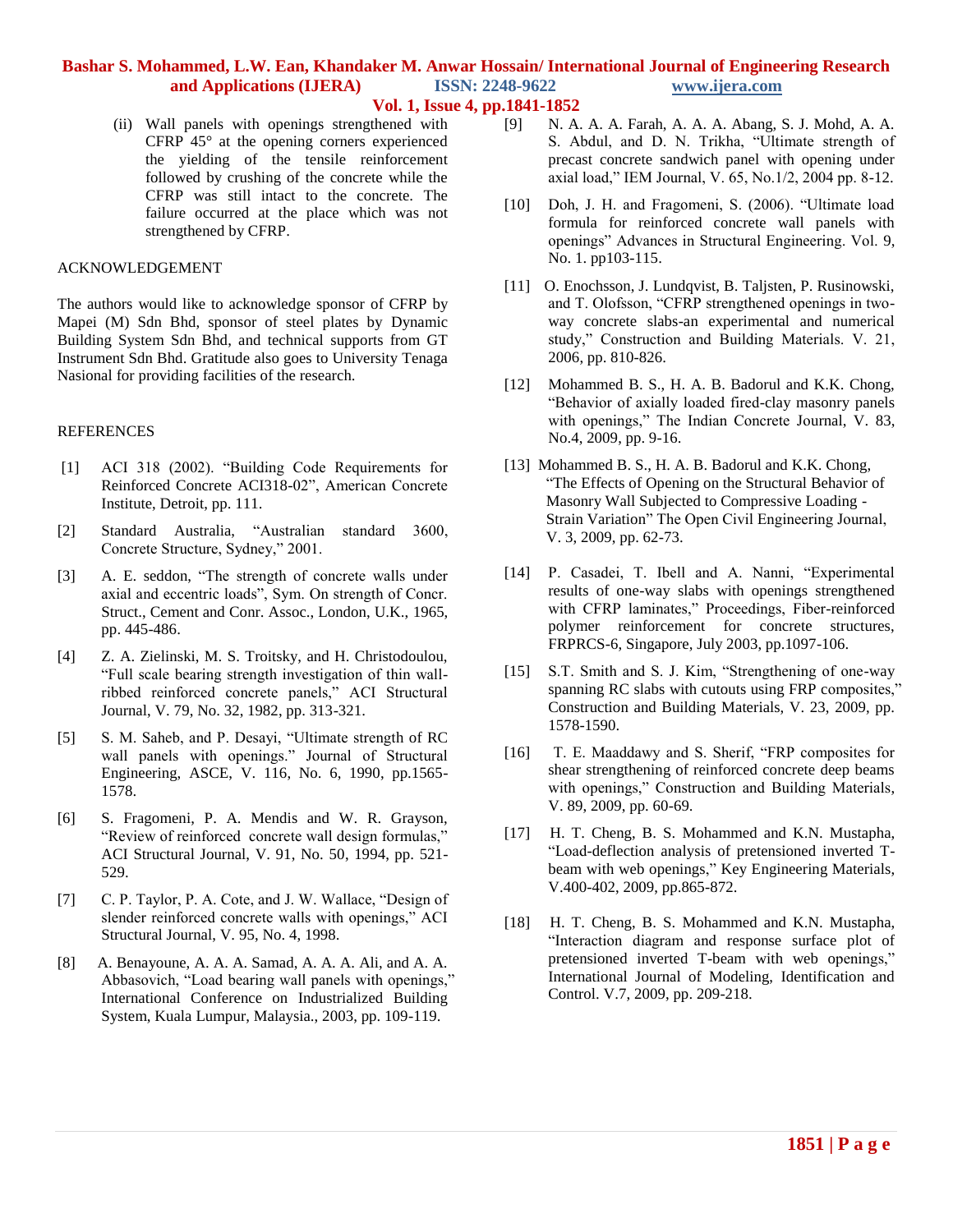(ii) Wall panels with openings strengthened with CFRP 45° at the opening corners experienced the yielding of the tensile reinforcement followed by crushing of the concrete while the CFRP was still intact to the concrete. The failure occurred at the place which was not strengthened by CFRP.

## ACKNOWLEDGEMENT

The authors would like to acknowledge sponsor of CFRP by Mapei (M) Sdn Bhd, sponsor of steel plates by Dynamic Building System Sdn Bhd, and technical supports from GT Instrument Sdn Bhd. Gratitude also goes to University Tenaga Nasional for providing facilities of the research.

## REFERENCES

[1] ACI 318 (2002). "Building Code Requirements for Reinforced Concrete ACI318-02", American Concrete Institute, Detroit, pp. 111.

[2] Standard Australia, "Australian standard 3600, Concrete Structure, Sydney," 2001.

[3] A. E. seddon, "The strength of concrete walls under axial and eccentric loads", Sym. On strength of Concr. Struct., Cement and Conr. Assoc., London, U.K., 1965, pp. 445-486.

[4] Z. A. Zielinski, M. S. Troitsky, and H. Christodoulou, "Full scale bearing strength investigation of thin wall-ribbed reinforced concrete panels," ACI Structural Journal, V. 79, No. 32, 1982, pp. 313-321.

[5] S. M. Saheb, and P. Desayi, "Ultimate strength of RC wall panels with openings." Journal of Structural Engineering, ASCE, V. 116, No. 6, 1990, pp.1565-1578.

[6] S. Fragomeni, P. A. Mendis and W. R. Grayson, "Review of reinforced concrete wall design formulas," ACI Structural Journal, V. 91, No. 50, 1994, pp. 521-529.

[7] C. P. Taylor, P. A. Cote, and J. W. Wallace, "Design of slender reinforced concrete walls with openings," ACI Structural Journal, V. 95, No. 4, 1998.

[8] A. Benayoune, A. A. A. Samad, A. A. A. Ali, and A. A. Abbasovich, "Load bearing wall panels with openings," International Conference on Industrialized Building System, Kuala Lumpur, Malaysia., 2003, pp. 109-119.

[9] N. A. A. A. Farah, A. A. A. Abang, S. J. Mohd, A. A. S. Abdul, and D. N. Trikha, "Ultimate strength of precast concrete sandwich panel with opening under axial load," IEM Journal, V. 65, No.1/2, 2004 pp. 8-12.

[10] Doh, J. H. and Fragomeni, S. (2006). "Ultimate load formula for reinforced concrete wall panels with openings" Advances in Structural Engineering. Vol. 9, No. 1. pp103-115.

[11] O. Enochsson, J. Lundqvist, B. Taljsten, P. Rusinowski, and T. Olofsson, "CFRP strengthened openings in two-way concrete slabs-an experimental and numerical study," Construction and Building Materials. V. 21, 2006, pp. 810-826.

[12] Mohammed B. S., H. A. B. Badorul and K.K. Chong, "Behavior of axially loaded fired-clay masonry panels with openings," The Indian Concrete Journal, V. 83, No.4, 2009, pp. 9-16.

[13] Mohammed B. S., H. A. B. Badorul and K.K. Chong, "The Effects of Opening on the Structural Behavior of Masonry Wall Subjected to Compressive Loading - Strain Variation" The Open Civil Engineering Journal, V. 3, 2009, pp. 62-73.

[14] P. Casadei, T. Ibell and A. Nanni, "Experimental results of one-way slabs with openings strengthened with CFRP laminates," Proceedings, Fiber-reinforced polymer reinforcement for concrete structures, FRPRCS-6, Singapore, July 2003, pp.1097-106.

[15] S.T. Smith and S. J. Kim, "Strengthening of one-way spanning RC slabs with cutouts using FRP composites," Construction and Building Materials, V. 23, 2009, pp. 1578-1590.

[16] T. E. Maaddawy and S. Sherif, "FRP composites for shear strengthening of reinforced concrete deep beams with openings," Construction and Building Materials, V. 89, 2009, pp. 60-69.

[17] H. T. Cheng, B. S. Mohammed and K.N. Mustapha, "Load-deflection analysis of pretensioned inverted T-beam with web openings," Key Engineering Materials, V.400-402, 2009, pp.865-872.

[18] H. T. Cheng, B. S. Mohammed and K.N. Mustapha, "Interaction diagram and response surface plot of pretensioned inverted T-beam with web openings," International Journal of Modeling, Identification and Control. V.7, 2009, pp. 209-218.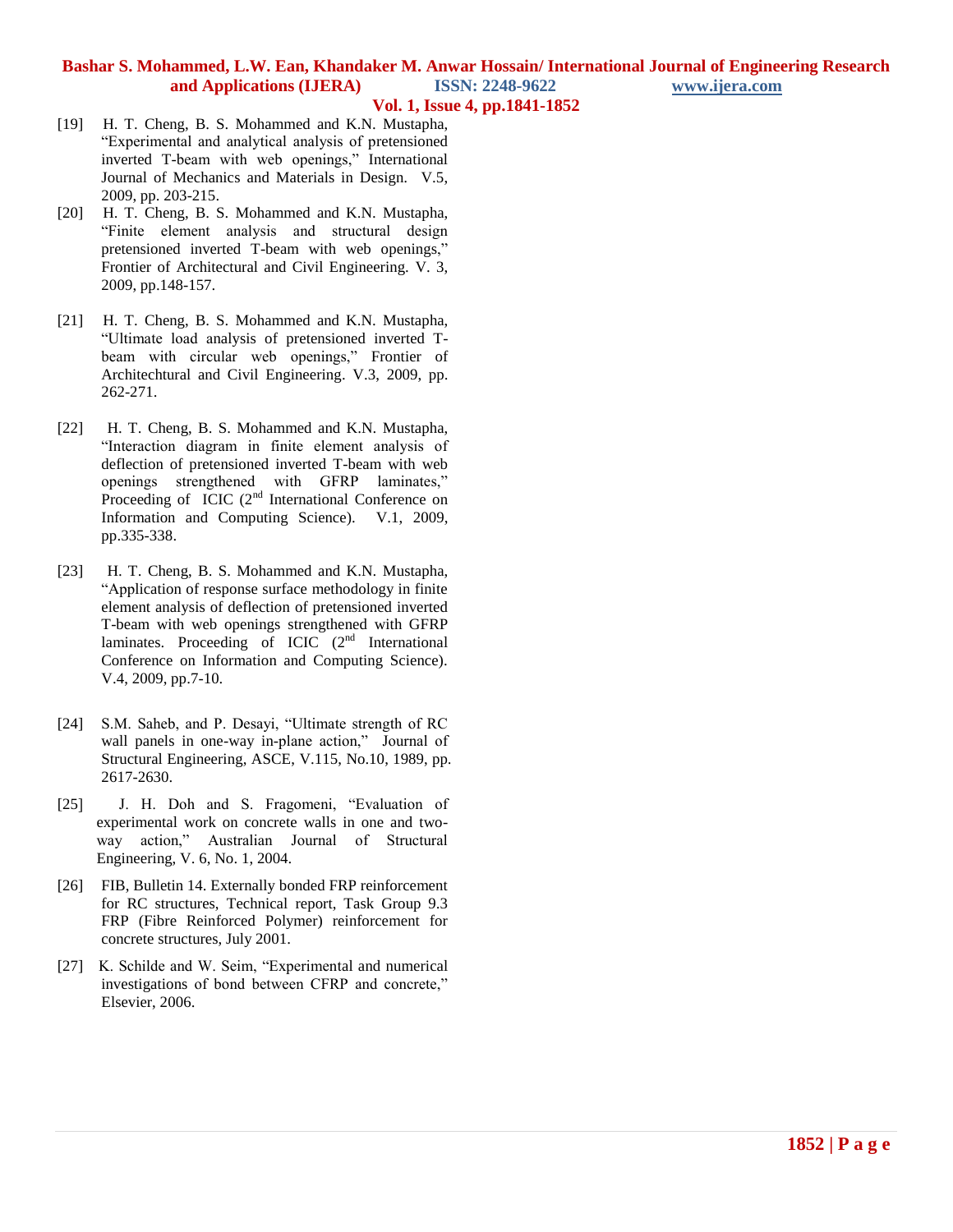[19] H. T. Cheng, B. S. Mohammed and K.N. Mustapha, "Experimental and analytical analysis of pretensioned inverted T-beam with web openings," International Journal of Mechanics and Materials in Design. V.5, 2009, pp. 203-215.

[20] H. T. Cheng, B. S. Mohammed and K.N. Mustapha, "Finite element analysis and structural design pretensioned inverted T-beam with web openings," Frontier of Architectural and Civil Engineering. V. 3, 2009, pp.148-157.

[21] H. T. Cheng, B. S. Mohammed and K.N. Mustapha, "Ultimate load analysis of pretensioned inverted T-beam with circular web openings," Frontier of Architechtural and Civil Engineering. V.3, 2009, pp. 262-271.

[22] H. T. Cheng, B. S. Mohammed and K.N. Mustapha, "Interaction diagram in finite element analysis of deflection of pretensioned inverted T-beam with web openings strengthened with GFRP laminates," Proceeding of ICIC (2nd International Conference on Information and Computing Science). V.1, 2009, pp.335-338.

[23] H. T. Cheng, B. S. Mohammed and K.N. Mustapha, "Application of response surface methodology in finite element analysis of deflection of pretensioned inverted T-beam with web openings strengthened with GFRP laminates. Proceeding of ICIC (2nd International Conference on Information and Computing Science). V.4, 2009, pp.7-10.

[24] S.M. Saheb, and P. Desayi, "Ultimate strength of RC wall panels in one-way in-plane action," Journal of Structural Engineering, ASCE, V.115, No.10, 1989, pp. 2617-2630.

[25] J. H. Doh and S. Fragomeni, "Evaluation of experimental work on concrete walls in one and two-way action," Australian Journal of Structural Engineering, V. 6, No. 1, 2004.

[26] FIB, Bulletin 14. Externally bonded FRP reinforcement for RC structures, Technical report, Task Group 9.3 FRP (Fibre Reinforced Polymer) reinforcement for concrete structures, July 2001.

[27] K. Schilde and W. Seim, "Experimental and numerical investigations of bond between CFRP and concrete," Elsevier, 2006.